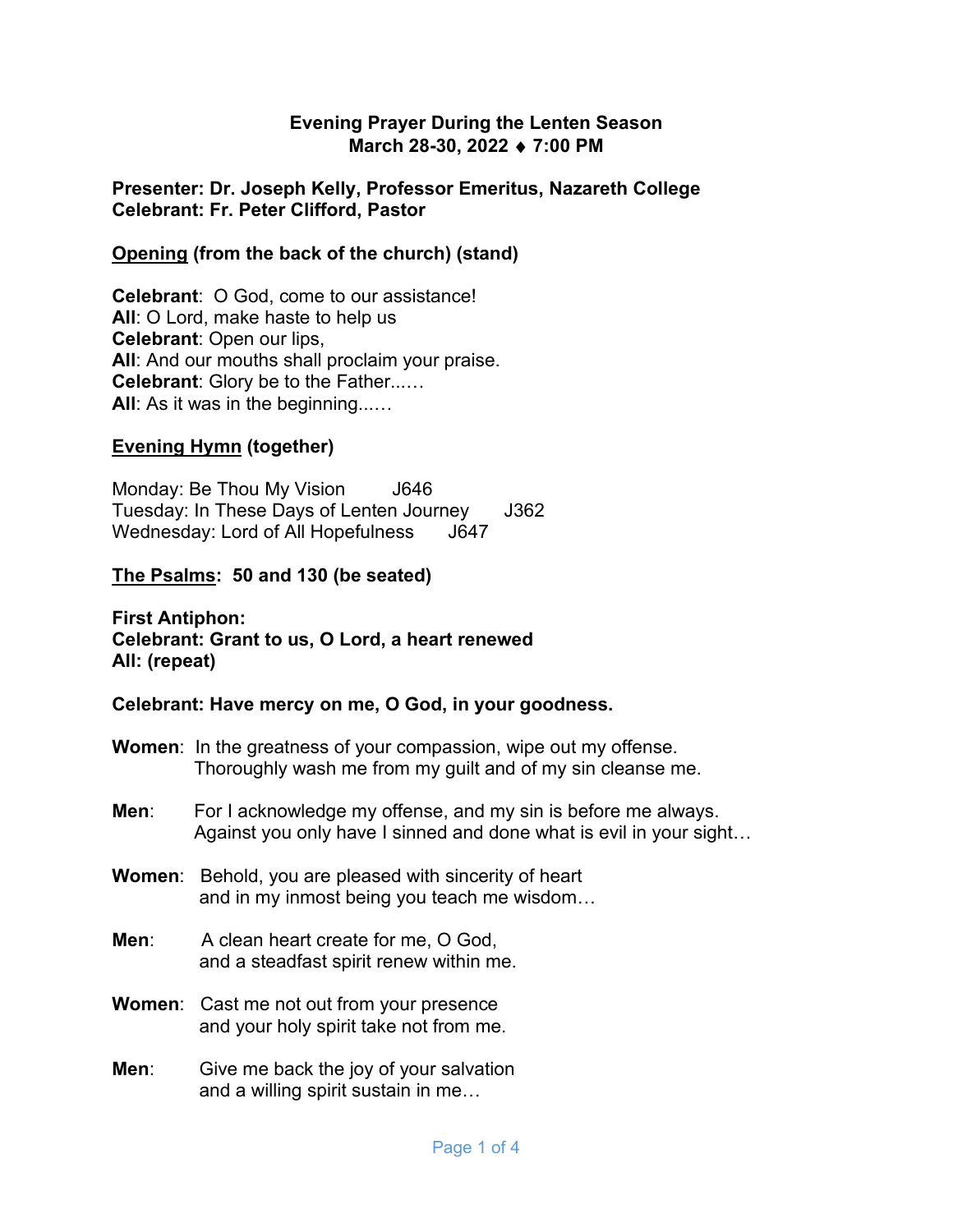**Evening Prayer During the Lenten Season**
**March 28-30, 2022 ♦ 7:00 PM**

**Presenter: Dr. Joseph Kelly, Professor Emeritus, Nazareth College**
**Celebrant: Fr. Peter Clifford, Pastor**

**<u>Opening</u> (from the back of the church) (stand)**

**Celebrant**: O God, come to our assistance!
**All**: O Lord, make haste to help us
**Celebrant**: Open our lips,
**All**: And our mouths shall proclaim your praise.
**Celebrant**: Glory be to the Father……
**All**: As it was in the beginning……

**<u>Evening Hymn</u> (together)**

Monday: Be Thou My Vision J646
Tuesday: In These Days of Lenten Journey J362
Wednesday: Lord of All Hopefulness J647

**<u>The Psalms</u>: 50 and 130 (be seated)**

**First Antiphon:**
**Celebrant: Grant to us, O Lord, a heart renewed**
**All: (repeat)**

**Celebrant: Have mercy on me, O God, in your goodness.**

**Women**: In the greatness of your compassion, wipe out my offense.
Thoroughly wash me from my guilt and of my sin cleanse me.

**Men**: For I acknowledge my offense, and my sin is before me always.
Against you only have I sinned and done what is evil in your sight…

**Women**: Behold, you are pleased with sincerity of heart
and in my inmost being you teach me wisdom…

**Men**: A clean heart create for me, O God,
and a steadfast spirit renew within me.

**Women**: Cast me not out from your presence
and your holy spirit take not from me.

**Men**: Give me back the joy of your salvation
and a willing spirit sustain in me…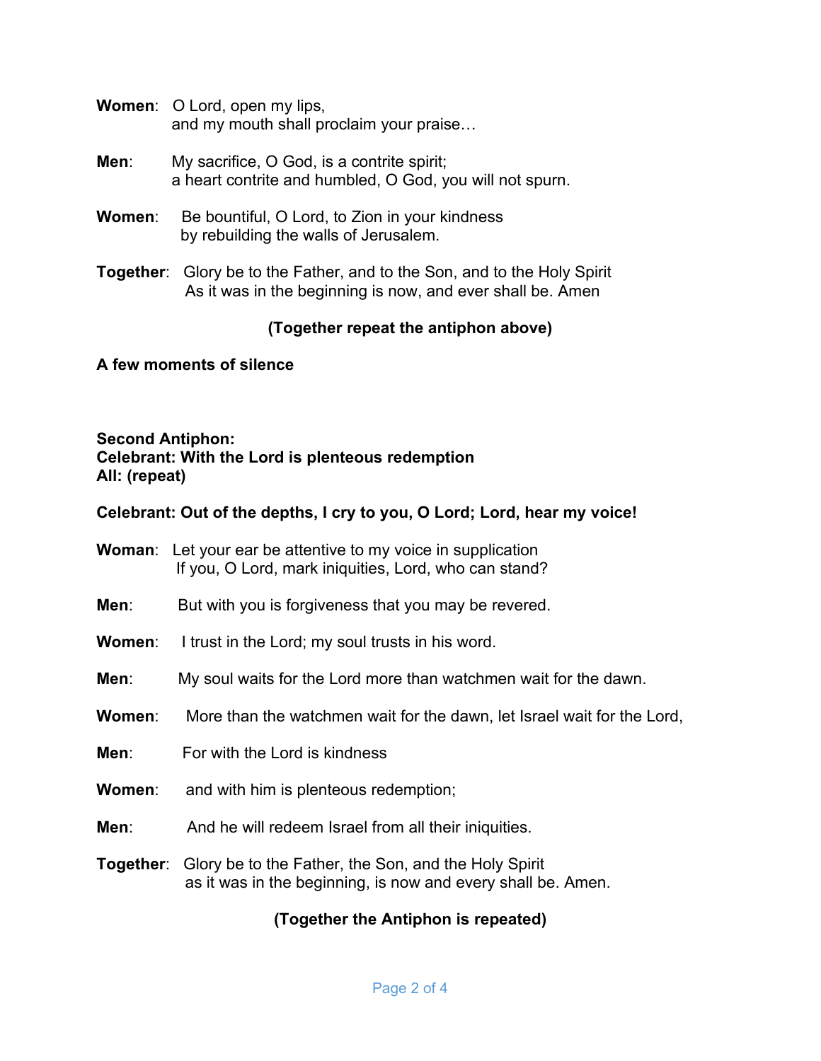**Women**: O Lord, open my lips,
and my mouth shall proclaim your praise…

**Men**: My sacrifice, O God, is a contrite spirit;
a heart contrite and humbled, O God, you will not spurn.

**Women**: Be bountiful, O Lord, to Zion in your kindness
by rebuilding the walls of Jerusalem.

**Together**: Glory be to the Father, and to the Son, and to the Holy Spirit
As it was in the beginning is now, and ever shall be. Amen

**(Together repeat the antiphon above)**

**A few moments of silence**

**Second Antiphon:**
**Celebrant: With the Lord is plenteous redemption**
**All: (repeat)**

**Celebrant: Out of the depths, I cry to you, O Lord; Lord, hear my voice!**

**Woman**: Let your ear be attentive to my voice in supplication
If you, O Lord, mark iniquities, Lord, who can stand?

**Men**: But with you is forgiveness that you may be revered.

**Women**: I trust in the Lord; my soul trusts in his word.

**Men**: My soul waits for the Lord more than watchmen wait for the dawn.

**Women**: More than the watchmen wait for the dawn, let Israel wait for the Lord,

**Men**: For with the Lord is kindness

**Women**: and with him is plenteous redemption;

**Men**: And he will redeem Israel from all their iniquities.

**Together**: Glory be to the Father, the Son, and the Holy Spirit
as it was in the beginning, is now and every shall be. Amen.

**(Together the Antiphon is repeated)**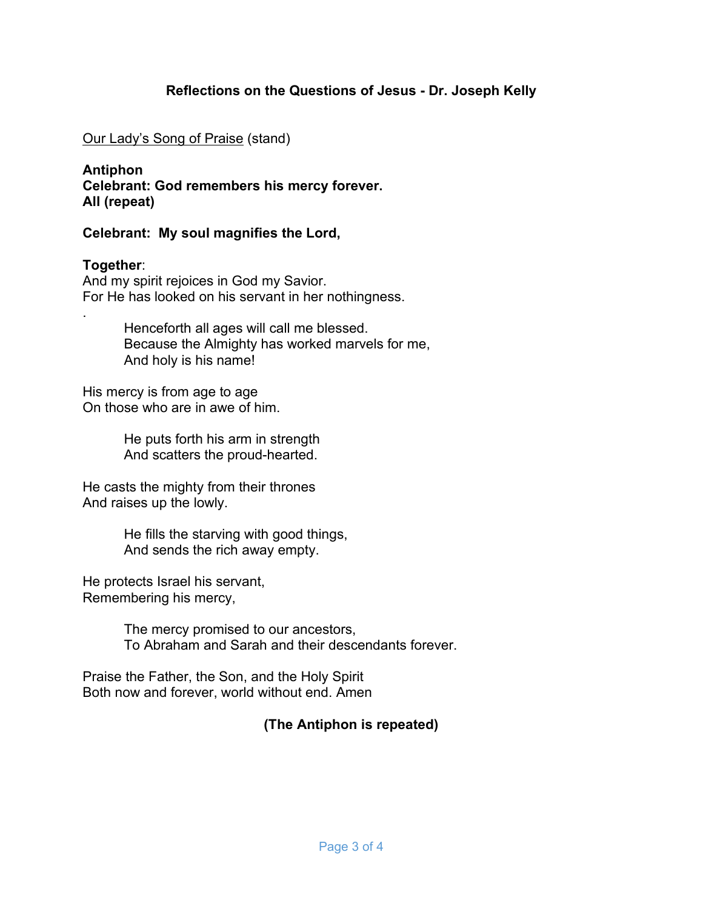**Reflections on the Questions of Jesus - Dr. Joseph Kelly**

Our Lady's Song of Praise (stand)

**Antiphon**
**Celebrant: God remembers his mercy forever.**
**All (repeat)**

**Celebrant: My soul magnifies the Lord,**

**Together**:
And my spirit rejoices in God my Savior.
For He has looked on his servant in her nothingness.

.

> Henceforth all ages will call me blessed.
> Because the Almighty has worked marvels for me,
> And holy is his name!

His mercy is from age to age
On those who are in awe of him.

> He puts forth his arm in strength
> And scatters the proud-hearted.

He casts the mighty from their thrones
And raises up the lowly.

> He fills the starving with good things,
> And sends the rich away empty.

He protects Israel his servant,
Remembering his mercy,

> The mercy promised to our ancestors,
> To Abraham and Sarah and their descendants forever.

Praise the Father, the Son, and the Holy Spirit
Both now and forever, world without end. Amen

**(The Antiphon is repeated)**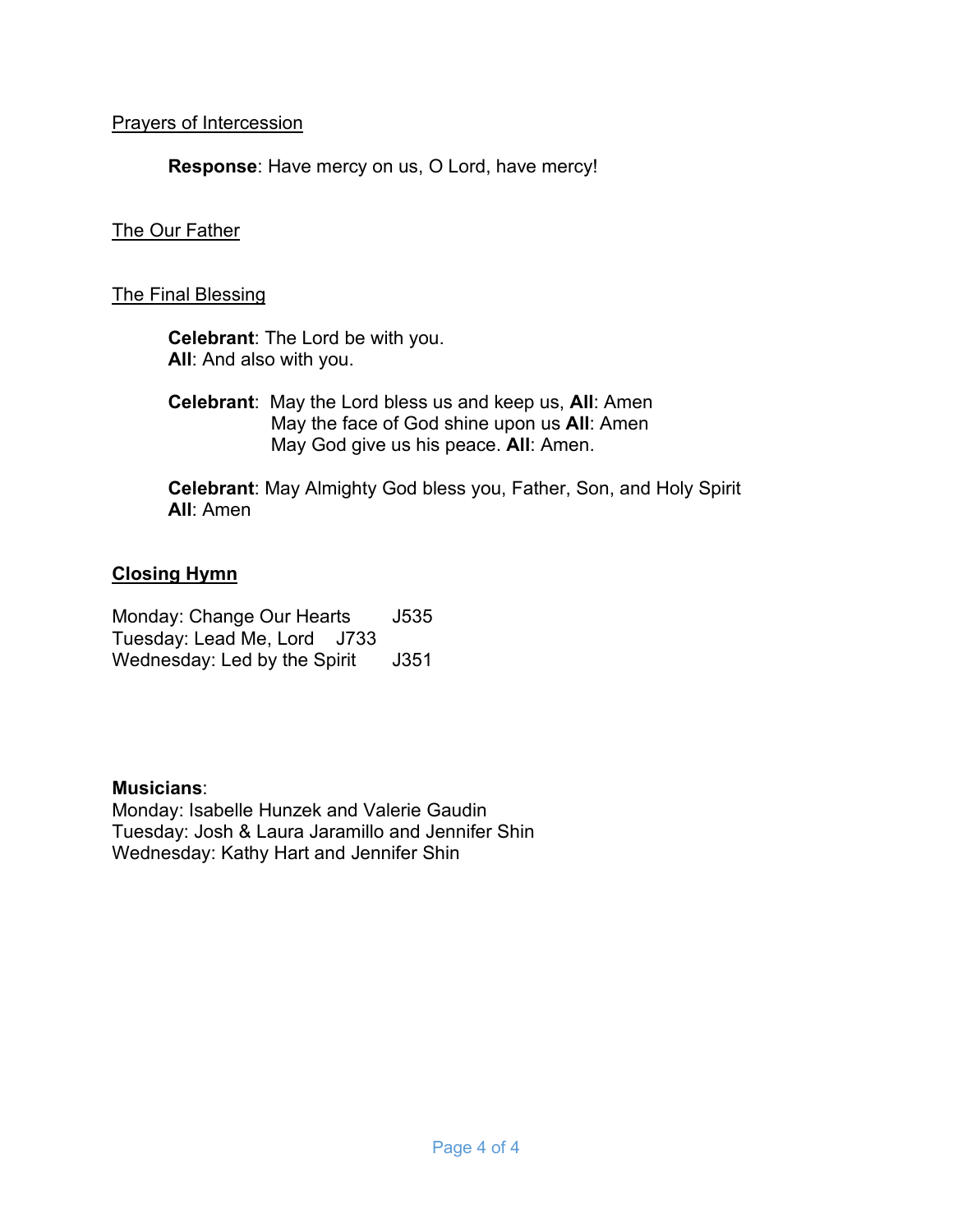Prayers of Intercession

**Response**: Have mercy on us, O Lord, have mercy!

The Our Father

The Final Blessing

**Celebrant**: The Lord be with you.
**All**: And also with you.

**Celebrant**: May the Lord bless us and keep us, **All**: Amen
May the face of God shine upon us **All**: Amen
May God give us his peace. **All**: Amen.

**Celebrant**: May Almighty God bless you, Father, Son, and Holy Spirit
**All**: Amen

**Closing Hymn**

Monday: Change Our Hearts J535
Tuesday: Lead Me, Lord J733
Wednesday: Led by the Spirit J351

**Musicians**:
Monday: Isabelle Hunzek and Valerie Gaudin
Tuesday: Josh & Laura Jaramillo and Jennifer Shin
Wednesday: Kathy Hart and Jennifer Shin